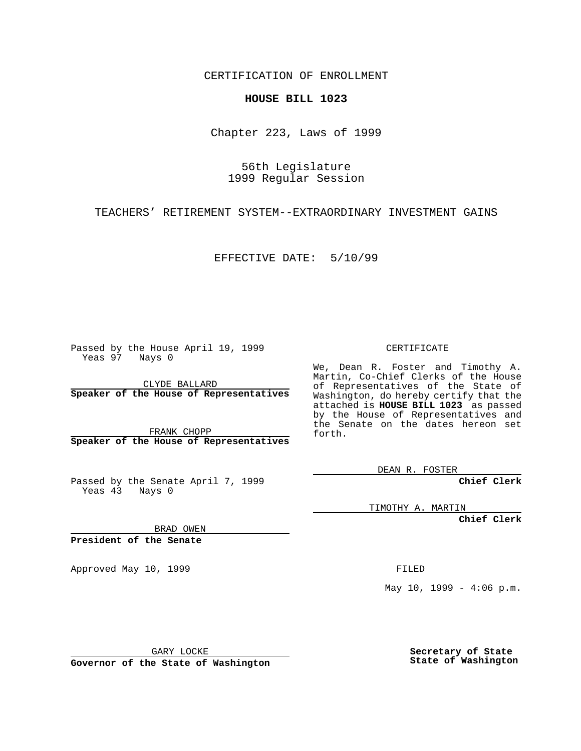CERTIFICATION OF ENROLLMENT

# HOUSE BILL 1023

Chapter 223, Laws of 1999

56th Legislature
1999 Regular Session

TEACHERS' RETIREMENT SYSTEM--EXTRAORDINARY INVESTMENT GAINS

EFFECTIVE DATE: 5/10/99

Passed by the House April 19, 1999
Yeas 97 Nays 0

CLYDE BALLARD
**Speaker of the House of Representatives**

FRANK CHOPP
**Speaker of the House of Representatives**

Passed by the Senate April 7, 1999
Yeas 43 Nays 0

BRAD OWEN
**President of the Senate**

Approved May 10, 1999

GARY LOCKE
**Governor of the State of Washington**

CERTIFICATE

We, Dean R. Foster and Timothy A. Martin, Co-Chief Clerks of the House of Representatives of the State of Washington, do hereby certify that the attached is **HOUSE BILL 1023** as passed by the House of Representatives and the Senate on the dates hereon set forth.

DEAN R. FOSTER
**Chief Clerk**

TIMOTHY A. MARTIN
**Chief Clerk**

FILED

May 10, 1999 - 4:06 p.m.

**Secretary of State
State of Washington**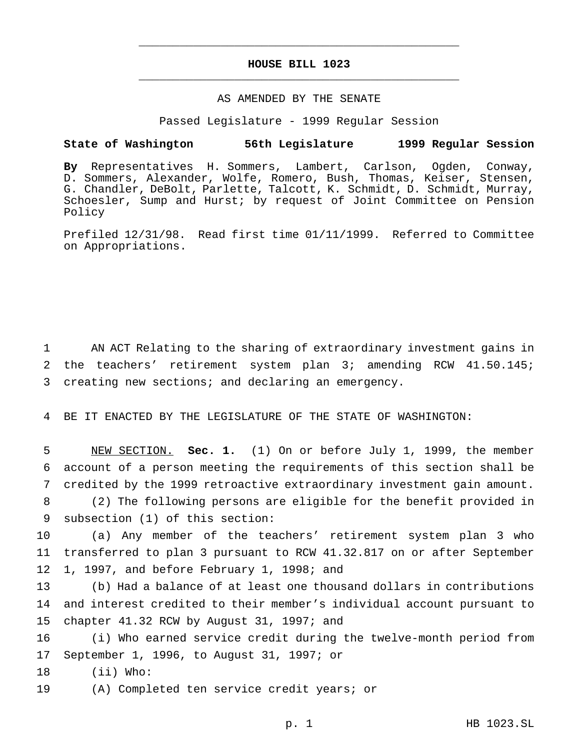# HOUSE BILL 1023

AS AMENDED BY THE SENATE

Passed Legislature - 1999 Regular Session

**State of Washington 56th Legislature 1999 Regular Session**

**By** Representatives H. Sommers, Lambert, Carlson, Ogden, Conway, D. Sommers, Alexander, Wolfe, Romero, Bush, Thomas, Keiser, Stensen, G. Chandler, DeBolt, Parlette, Talcott, K. Schmidt, D. Schmidt, Murray, Schoesler, Sump and Hurst; by request of Joint Committee on Pension Policy

Prefiled 12/31/98. Read first time 01/11/1999. Referred to Committee on Appropriations.

AN ACT Relating to the sharing of extraordinary investment gains in the teachers' retirement system plan 3; amending RCW 41.50.145; creating new sections; and declaring an emergency.

BE IT ENACTED BY THE LEGISLATURE OF THE STATE OF WASHINGTON:

NEW SECTION. **Sec. 1.** (1) On or before July 1, 1999, the member account of a person meeting the requirements of this section shall be credited by the 1999 retroactive extraordinary investment gain amount.

(2) The following persons are eligible for the benefit provided in subsection (1) of this section:

(a) Any member of the teachers' retirement system plan 3 who transferred to plan 3 pursuant to RCW 41.32.817 on or after September 1, 1997, and before February 1, 1998; and

(b) Had a balance of at least one thousand dollars in contributions and interest credited to their member's individual account pursuant to chapter 41.32 RCW by August 31, 1997; and

(i) Who earned service credit during the twelve-month period from September 1, 1996, to August 31, 1997; or

(ii) Who:

(A) Completed ten service credit years; or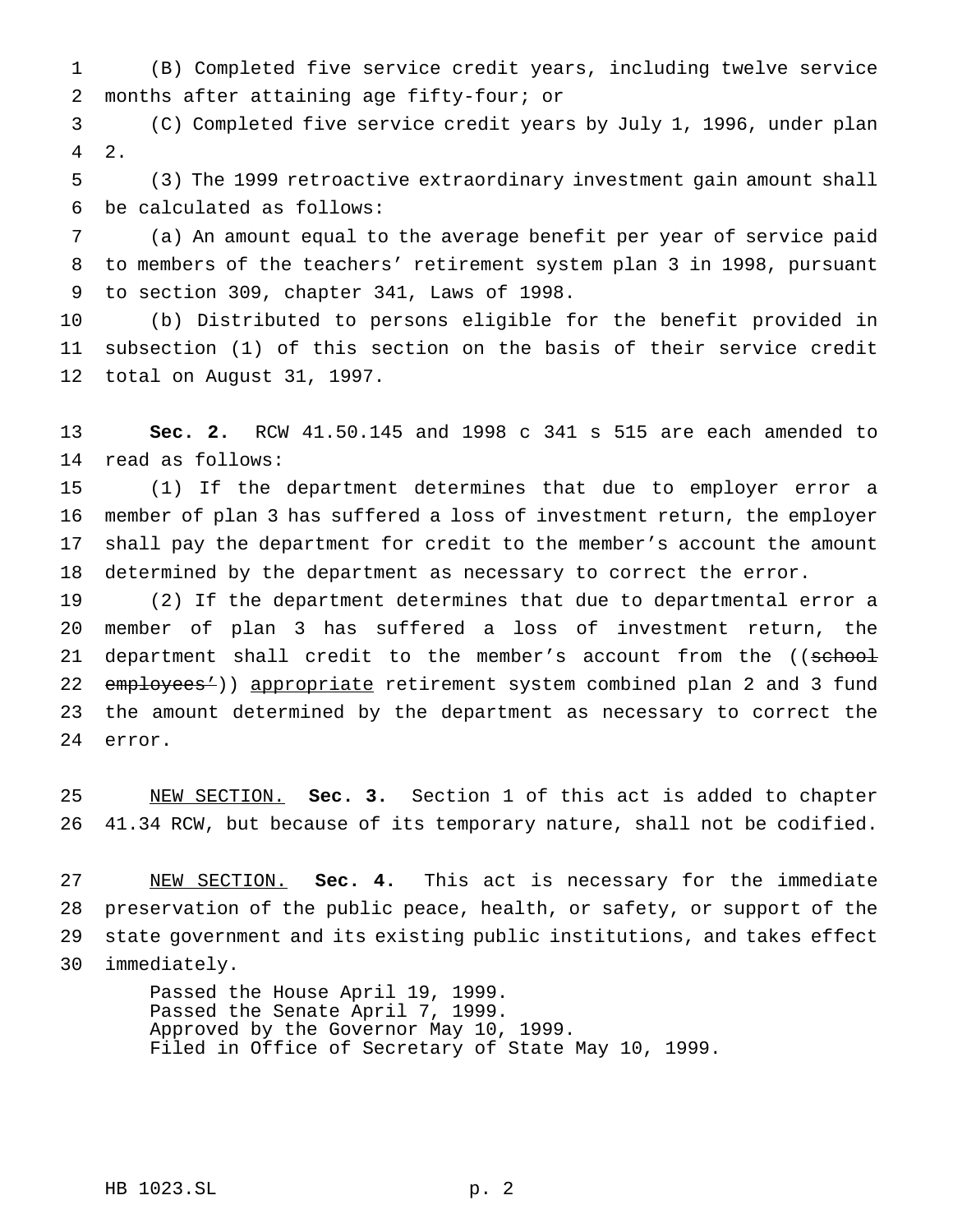(B) Completed five service credit years, including twelve service months after attaining age fifty-four; or

(C) Completed five service credit years by July 1, 1996, under plan 2.

(3) The 1999 retroactive extraordinary investment gain amount shall be calculated as follows:

(a) An amount equal to the average benefit per year of service paid to members of the teachers' retirement system plan 3 in 1998, pursuant to section 309, chapter 341, Laws of 1998.

(b) Distributed to persons eligible for the benefit provided in subsection (1) of this section on the basis of their service credit total on August 31, 1997.

**Sec. 2.** RCW 41.50.145 and 1998 c 341 s 515 are each amended to read as follows:

(1) If the department determines that due to employer error a member of plan 3 has suffered a loss of investment return, the employer shall pay the department for credit to the member's account the amount determined by the department as necessary to correct the error.

(2) If the department determines that due to departmental error a member of plan 3 has suffered a loss of investment return, the department shall credit to the member's account from the ((~~school employees'~~)) <u>appropriate</u> retirement system combined plan 2 and 3 fund the amount determined by the department as necessary to correct the error.

<u>NEW SECTION.</u> **Sec. 3.** Section 1 of this act is added to chapter 41.34 RCW, but because of its temporary nature, shall not be codified.

<u>NEW SECTION.</u> **Sec. 4.** This act is necessary for the immediate preservation of the public peace, health, or safety, or support of the state government and its existing public institutions, and takes effect immediately.

Passed the House April 19, 1999.
Passed the Senate April 7, 1999.
Approved by the Governor May 10, 1999.
Filed in Office of Secretary of State May 10, 1999.